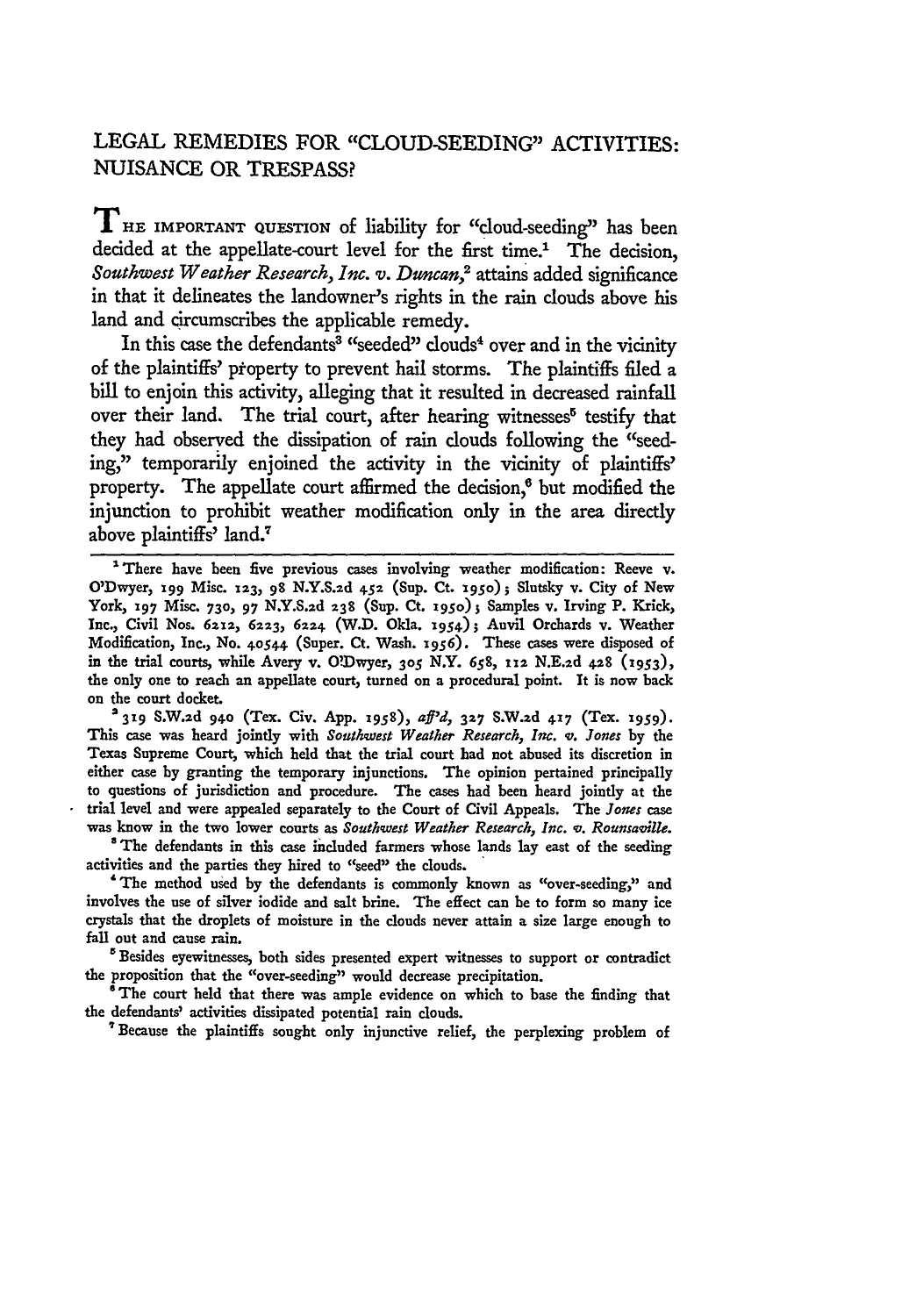# LEGAL REMEDIES FOR "CLOUD-SEEDING" ACTIVITIES: NUISANCE OR TRESPASS?

THE IMPORTANT QUESTION of liability for "cloud-seeding" has been decided at the appellate-court level for the first time.[1] The decision, *Southwest Weather Research, Inc. v. Duncan*,[2] attains added significance in that it delineates the landowner's rights in the rain clouds above his land and circumscribes the applicable remedy.

In this case the defendants[3] "seeded" clouds[4] over and in the vicinity of the plaintiffs' property to prevent hail storms. The plaintiffs filed a bill to enjoin this activity, alleging that it resulted in decreased rainfall over their land. The trial court, after hearing witnesses[5] testify that they had observed the dissipation of rain clouds following the "seeding," temporarily enjoined the activity in the vicinity of plaintiffs' property. The appellate court affirmed the decision,[6] but modified the injunction to prohibit weather modification only in the area directly above plaintiffs' land.[7]

---

[1] There have been five previous cases involving weather modification: Reeve v. O'Dwyer, 199 Misc. 123, 98 N.Y.S.2d 452 (Sup. Ct. 1950); Slutsky v. City of New York, 197 Misc. 730, 97 N.Y.S.2d 238 (Sup. Ct. 1950); Samples v. Irving P. Krick, Inc., Civil Nos. 6212, 6223, 6224 (W.D. Okla. 1954); Auvil Orchards v. Weather Modification, Inc., No. 40544 (Super. Ct. Wash. 1956). These cases were disposed of in the trial courts, while Avery v. O'Dwyer, 305 N.Y. 658, 112 N.E.2d 428 (1953), the only one to reach an appellate court, turned on a procedural point. It is now back on the court docket.

[2] 319 S.W.2d 940 (Tex. Civ. App. 1958), *aff'd*, 327 S.W.2d 417 (Tex. 1959). This case was heard jointly with *Southwest Weather Research, Inc. v. Jones* by the Texas Supreme Court, which held that the trial court had not abused its discretion in either case by granting the temporary injunctions. The opinion pertained principally to questions of jurisdiction and procedure. The cases had been heard jointly at the trial level and were appealed separately to the Court of Civil Appeals. The *Jones* case was know in the two lower courts as *Southwest Weather Research, Inc. v. Rounsaville*.

[3] The defendants in this case included farmers whose lands lay east of the seeding activities and the parties they hired to "seed" the clouds.

[4] The method used by the defendants is commonly known as "over-seeding," and involves the use of silver iodide and salt brine. The effect can be to form so many ice crystals that the droplets of moisture in the clouds never attain a size large enough to fall out and cause rain.

[5] Besides eyewitnesses, both sides presented expert witnesses to support or contradict the proposition that the "over-seeding" would decrease precipitation.

[6] The court held that there was ample evidence on which to base the finding that the defendants' activities dissipated potential rain clouds.

[7] Because the plaintiffs sought only injunctive relief, the perplexing problem of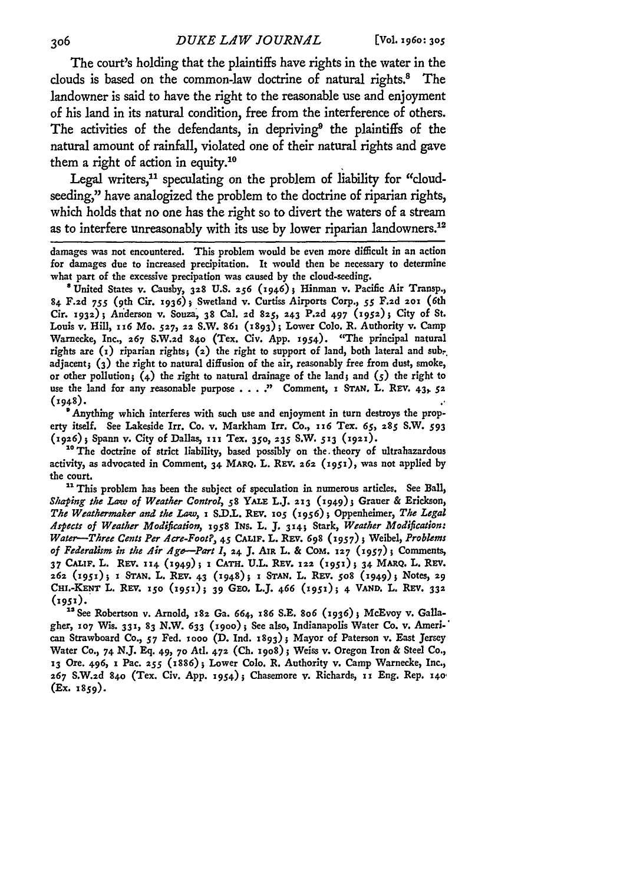The court's holding that the plaintiffs have rights in the water in the clouds is based on the common-law doctrine of natural rights.[8] The landowner is said to have the right to the reasonable use and enjoyment of his land in its natural condition, free from the interference of others. The activities of the defendants, in depriving[9] the plaintiffs of the natural amount of rainfall, violated one of their natural rights and gave them a right of action in equity.[10]

Legal writers,[11] speculating on the problem of liability for "cloud-seeding," have analogized the problem to the doctrine of riparian rights, which holds that no one has the right so to divert the waters of a stream as to interfere unreasonably with its use by lower riparian landowners.[12]

---

damages was not encountered. This problem would be even more difficult in an action for damages due to increased precipitation. It would then be necessary to determine what part of the excessive precipation was caused by the cloud-seeding.

[8] United States v. Causby, 328 U.S. 256 (1946); Hinman v. Pacific Air Transp., 84 F.2d 755 (9th Cir. 1936); Swetland v. Curtiss Airports Corp., 55 F.2d 201 (6th Cir. 1932); Anderson v. Souza, 38 Cal. 2d 825, 243 P.2d 497 (1952); City of St. Louis v. Hill, 116 Mo. 527, 22 S.W. 861 (1893); Lower Colo. R. Authority v. Camp Warnecke, Inc., 267 S.W.2d 840 (Tex. Civ. App. 1954). "The principal natural rights are (1) riparian rights; (2) the right to support of land, both lateral and subadjacent; (3) the right to natural diffusion of the air, reasonably free from dust, smoke, or other pollution; (4) the right to natural drainage of the land; and (5) the right to use the land for any reasonable purpose . . . ." Comment, 1 STAN. L. REV. 43, 52 (1948).

[9] Anything which interferes with such use and enjoyment in turn destroys the property itself. See Lakeside Irr. Co. v. Markham Irr. Co., 116 Tex. 65, 285 S.W. 593 (1926); Spann v. City of Dallas, 111 Tex. 350, 235 S.W. 513 (1921).

[10] The doctrine of strict liability, based possibly on the theory of ultrahazardous activity, as advocated in Comment, 34 MARQ. L. REV. 262 (1951), was not applied by the court.

[11] This problem has been the subject of speculation in numerous articles. See Ball, *Shaping the Law of Weather Control*, 58 YALE L.J. 213 (1949); Grauer & Erickson, *The Weathermaker and the Law*, 1 S.D.L. REV. 105 (1956); Oppenheimer, *The Legal Aspects of Weather Modification*, 1958 INS. L. J. 314; Stark, *Weather Modification: Water—Three Cents Per Acre-Foot?*, 45 CALIF. L. REV. 698 (1957); Weibel, *Problems of Federalism in the Air Age—Part I*, 24 J. AIR L. & COM. 127 (1957); Comments, 37 CALIF. L. REV. 114 (1949); 1 CATH. U.L. REV. 122 (1951); 34 MARQ. L. REV. 262 (1951); 1 STAN. L. REV. 43 (1948); 1 STAN. L. REV. 508 (1949); Notes, 29 CHI.-KENT L. REV. 150 (1951); 39 GEO. L.J. 466 (1951); 4 VAND. L. REV. 332 (1951).

[12] See Robertson v. Arnold, 182 Ga. 664, 186 S.E. 806 (1936); McEvoy v. Gallagher, 107 Wis. 331, 83 N.W. 633 (1900); See also, Indianapolis Water Co. v. American Strawboard Co., 57 Fed. 1000 (D. Ind. 1893); Mayor of Paterson v. East Jersey Water Co., 74 N.J. Eq. 49, 70 Atl. 472 (Ch. 1908); Weiss v. Oregon Iron & Steel Co., 13 Ore. 496, 1 Pac. 255 (1886); Lower Colo. R. Authority v. Camp Warnecke, Inc., 267 S.W.2d 840 (Tex. Civ. App. 1954); Chasemore v. Richards, 11 Eng. Rep. 140 (Ex. 1859).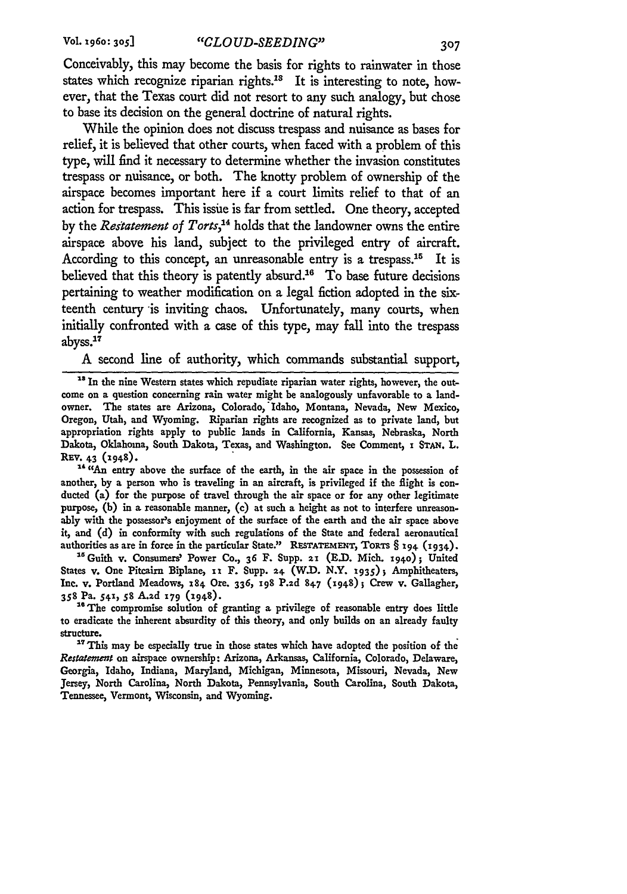Conceivably, this may become the basis for rights to rainwater in those states which recognize riparian rights.[13] It is interesting to note, however, that the Texas court did not resort to any such analogy, but chose to base its decision on the general doctrine of natural rights.

While the opinion does not discuss trespass and nuisance as bases for relief, it is believed that other courts, when faced with a problem of this type, will find it necessary to determine whether the invasion constitutes trespass or nuisance, or both. The knotty problem of ownership of the airspace becomes important here if a court limits relief to that of an action for trespass. This issue is far from settled. One theory, accepted by the *Restatement of Torts*,[14] holds that the landowner owns the entire airspace above his land, subject to the privileged entry of aircraft. According to this concept, an unreasonable entry is a trespass.[15] It is believed that this theory is patently absurd.[16] To base future decisions pertaining to weather modification on a legal fiction adopted in the sixteenth century is inviting chaos. Unfortunately, many courts, when initially confronted with a case of this type, may fall into the trespass abyss.[17]

A second line of authority, which commands substantial support,

---

[13] In the nine Western states which repudiate riparian water rights, however, the outcome on a question concerning rain water might be analogously unfavorable to a landowner. The states are Arizona, Colorado, Idaho, Montana, Nevada, New Mexico, Oregon, Utah, and Wyoming. Riparian rights are recognized as to private land, but appropriation rights apply to public lands in California, Kansas, Nebraska, North Dakota, Oklahoma, South Dakota, Texas, and Washington. See Comment, 1 STAN. L. REV. 43 (1948).

[14] "An entry above the surface of the earth, in the air space in the possession of another, by a person who is traveling in an aircraft, is privileged if the flight is conducted (a) for the purpose of travel through the air space or for any other legitimate purpose, (b) in a reasonable manner, (c) at such a height as not to interfere unreasonably with the possessor's enjoyment of the surface of the earth and the air space above it, and (d) in conformity with such regulations of the State and federal aeronautical authorities as are in force in the particular State." RESTATEMENT, TORTS § 194 (1934).

[15] Guith v. Consumers' Power Co., 36 F. Supp. 21 (E.D. Mich. 1940); United States v. One Pitcairn Biplane, 11 F. Supp. 24 (W.D. N.Y. 1935); Amphitheaters, Inc. v. Portland Meadows, 184 Ore. 336, 198 P.2d 847 (1948); Crew v. Gallagher, 358 Pa. 541, 58 A.2d 179 (1948).

[16] The compromise solution of granting a privilege of reasonable entry does little to eradicate the inherent absurdity of this theory, and only builds on an already faulty structure.

[17] This may be especially true in those states which have adopted the position of the *Restatement* on airspace ownership: Arizona, Arkansas, California, Colorado, Delaware, Georgia, Idaho, Indiana, Maryland, Michigan, Minnesota, Missouri, Nevada, New Jersey, North Carolina, North Dakota, Pennsylvania, South Carolina, South Dakota, Tennessee, Vermont, Wisconsin, and Wyoming.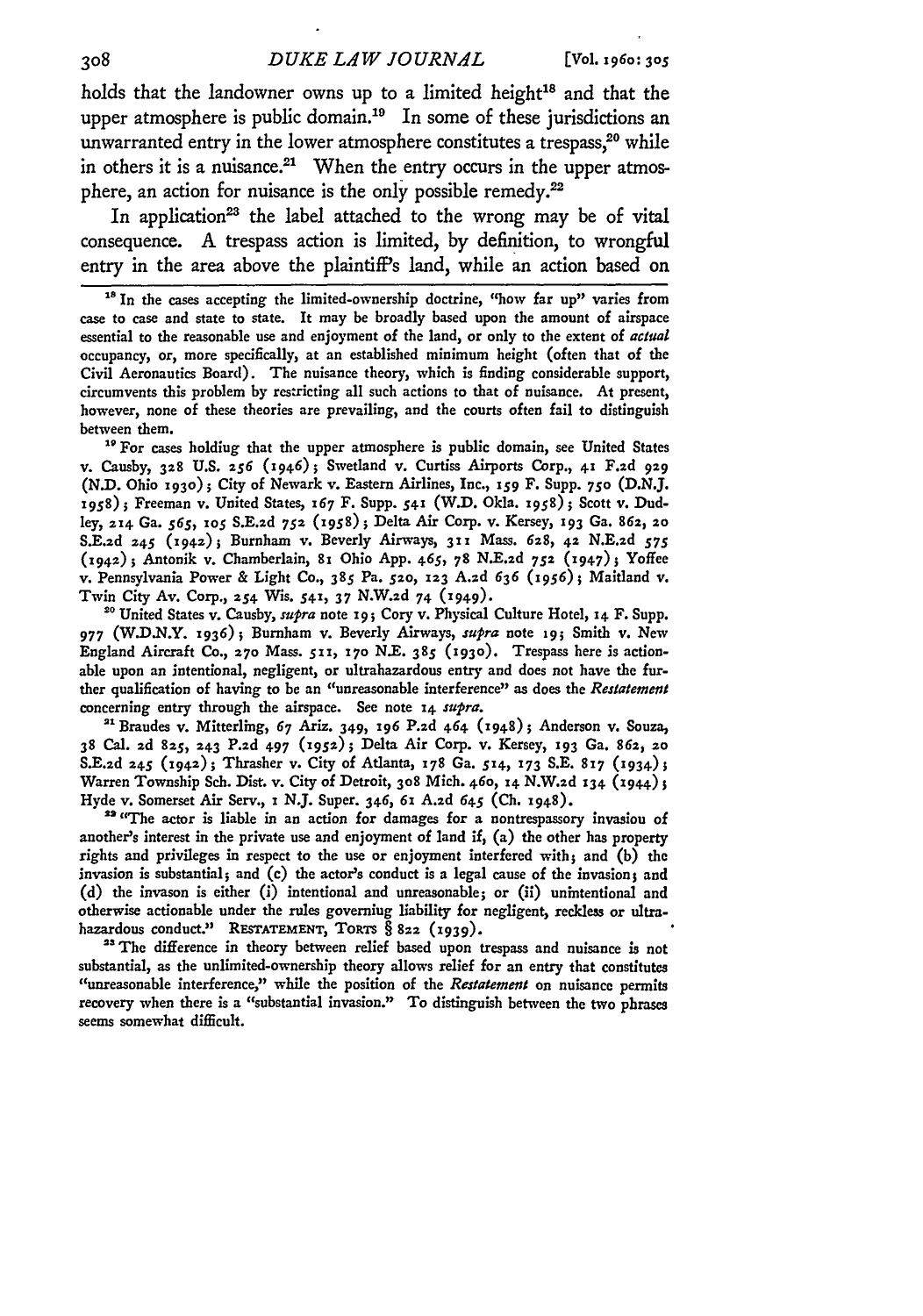holds that the landowner owns up to a limited height[18] and that the upper atmosphere is public domain.[19] In some of these jurisdictions an unwarranted entry in the lower atmosphere constitutes a trespass,[20] while in others it is a nuisance.[21] When the entry occurs in the upper atmosphere, an action for nuisance is the only possible remedy.[22]

In application[23] the label attached to the wrong may be of vital consequence. A trespass action is limited, by definition, to wrongful entry in the area above the plaintiff's land, while an action based on

---

[18] In the cases accepting the limited-ownership doctrine, "how far up" varies from case to case and state to state. It may be broadly based upon the amount of airspace essential to the reasonable use and enjoyment of the land, or only to the extent of *actual* occupancy, or, more specifically, at an established minimum height (often that of the Civil Aeronautics Board). The nuisance theory, which is finding considerable support, circumvents this problem by restricting all such actions to that of nuisance. At present, however, none of these theories are prevailing, and the courts often fail to distinguish between them.

[19] For cases holding that the upper atmosphere is public domain, see United States v. Causby, 328 U.S. 256 (1946); Swetland v. Curtiss Airports Corp., 41 F.2d 929 (N.D. Ohio 1930); City of Newark v. Eastern Airlines, Inc., 159 F. Supp. 750 (D.N.J. 1958); Freeman v. United States, 167 F. Supp. 541 (W.D. Okla. 1958); Scott v. Dudley, 214 Ga. 565, 105 S.E.2d 752 (1958); Delta Air Corp. v. Kersey, 193 Ga. 862, 20 S.E.2d 245 (1942); Burnham v. Beverly Airways, 311 Mass. 628, 42 N.E.2d 575 (1942); Antonik v. Chamberlain, 81 Ohio App. 465, 78 N.E.2d 752 (1947); Yoffee v. Pennsylvania Power & Light Co., 385 Pa. 520, 123 A.2d 636 (1956); Maitland v. Twin City Av. Corp., 254 Wis. 541, 37 N.W.2d 74 (1949).

[20] United States v. Causby, *supra* note 19; Cory v. Physical Culture Hotel, 14 F. Supp. 977 (W.D.N.Y. 1936); Burnham v. Beverly Airways, *supra* note 19; Smith v. New England Aircraft Co., 270 Mass. 511, 170 N.E. 385 (1930). Trespass here is actionable upon an intentional, negligent, or ultrahazardous entry and does not have the further qualification of having to be an "unreasonable interference" as does the *Restatement* concerning entry through the airspace. See note 14 *supra*.

[21] Braudes v. Mitterling, 67 Ariz. 349, 196 P.2d 464 (1948); Anderson v. Souza, 38 Cal. 2d 825, 243 P.2d 497 (1952); Delta Air Corp. v. Kersey, 193 Ga. 862, 20 S.E.2d 245 (1942); Thrasher v. City of Atlanta, 178 Ga. 514, 173 S.E. 817 (1934); Warren Township Sch. Dist. v. City of Detroit, 308 Mich. 460, 14 N.W.2d 134 (1944); Hyde v. Somerset Air Serv., 1 N.J. Super. 346, 61 A.2d 645 (Ch. 1948).

[22] "The actor is liable in an action for damages for a nontrespassory invasion of another's interest in the private use and enjoyment of land if, (a) the other has property rights and privileges in respect to the use or enjoyment interfered with; and (b) the invasion is substantial; and (c) the actor's conduct is a legal cause of the invasion; and (d) the invason is either (i) intentional and unreasonable; or (ii) unintentional and otherwise actionable under the rules governing liability for negligent, reckless or ultrahazardous conduct." RESTATEMENT, TORTS § 822 (1939).

[23] The difference in theory between relief based upon trespass and nuisance is not substantial, as the unlimited-ownership theory allows relief for an entry that constitutes "unreasonable interference," while the position of the *Restatement* on nuisance permits recovery when there is a "substantial invasion." To distinguish between the two phrases seems somewhat difficult.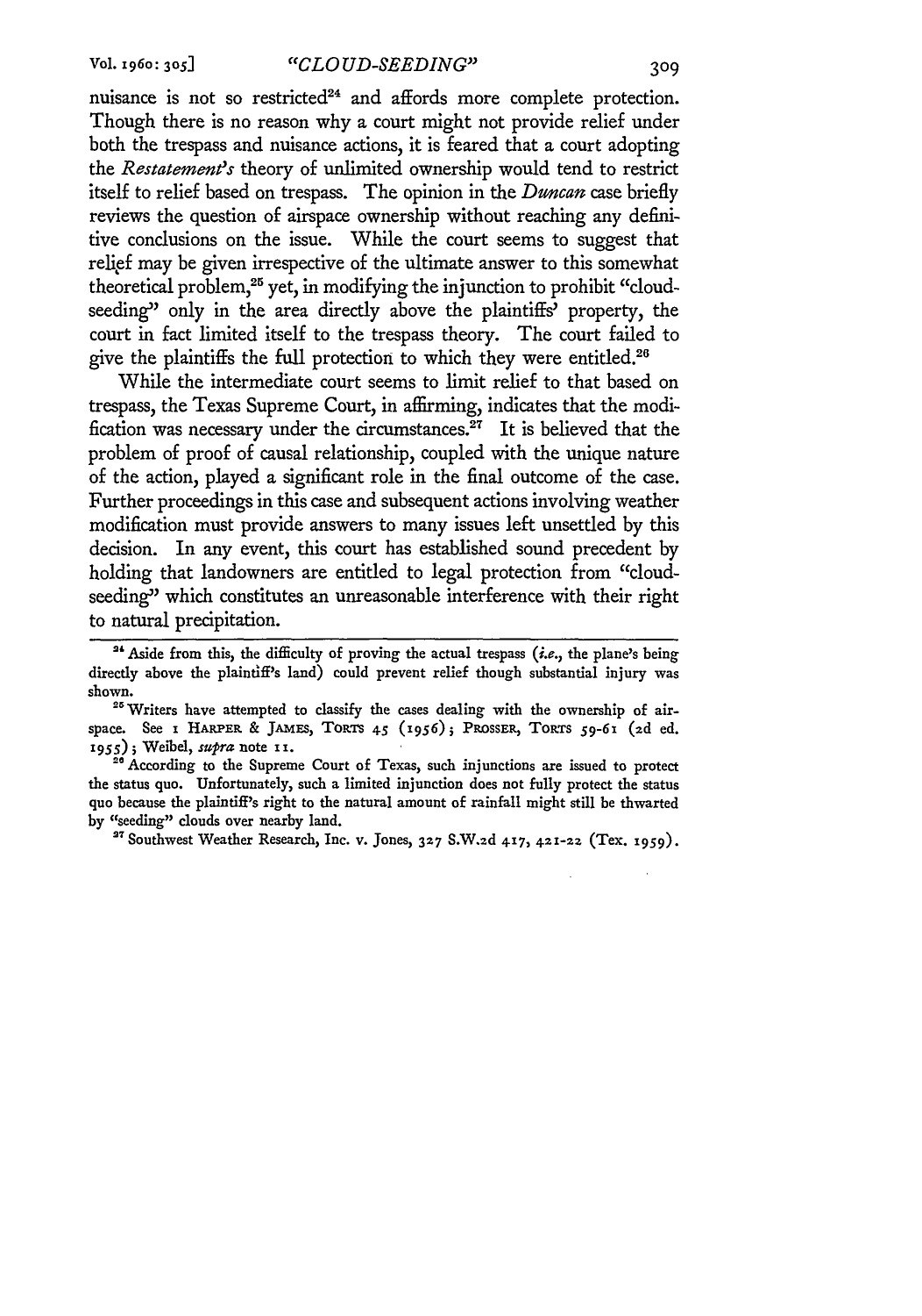nuisance is not so restricted[24] and affords more complete protection. Though there is no reason why a court might not provide relief under both the trespass and nuisance actions, it is feared that a court adopting the *Restatement's* theory of unlimited ownership would tend to restrict itself to relief based on trespass. The opinion in the *Duncan* case briefly reviews the question of airspace ownership without reaching any definitive conclusions on the issue. While the court seems to suggest that relief may be given irrespective of the ultimate answer to this somewhat theoretical problem,[25] yet, in modifying the injunction to prohibit "cloud-seeding" only in the area directly above the plaintiffs' property, the court in fact limited itself to the trespass theory. The court failed to give the plaintiffs the full protection to which they were entitled.[26]

While the intermediate court seems to limit relief to that based on trespass, the Texas Supreme Court, in affirming, indicates that the modification was necessary under the circumstances.[27] It is believed that the problem of proof of causal relationship, coupled with the unique nature of the action, played a significant role in the final outcome of the case. Further proceedings in this case and subsequent actions involving weather modification must provide answers to many issues left unsettled by this decision. In any event, this court has established sound precedent by holding that landowners are entitled to legal protection from "cloud-seeding" which constitutes an unreasonable interference with their right to natural precipitation.

---

[24] Aside from this, the difficulty of proving the actual trespass (*i.e.*, the plane's being directly above the plaintiff's land) could prevent relief though substantial injury was shown.

[25] Writers have attempted to classify the cases dealing with the ownership of airspace. See 1 HARPER & JAMES, TORTS 45 (1956); PROSSER, TORTS 59-61 (2d ed. 1955); Weibel, *supra* note 11.

[26] According to the Supreme Court of Texas, such injunctions are issued to protect the status quo. Unfortunately, such a limited injunction does not fully protect the status quo because the plaintiff's right to the natural amount of rainfall might still be thwarted by "seeding" clouds over nearby land.

[27] Southwest Weather Research, Inc. v. Jones, 327 S.W.2d 417, 421-22 (Tex. 1959).